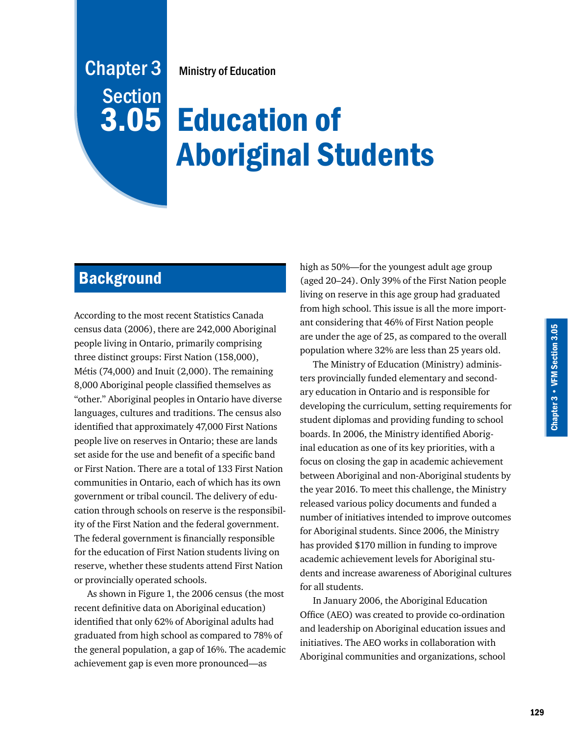# Chapter 3 Section 3.05

Ministry of Education

# Education of Aboriginal Students

## Background

According to the most recent Statistics Canada census data (2006), there are 242,000 Aboriginal people living in Ontario, primarily comprising three distinct groups: First Nation (158,000), Métis (74,000) and Inuit (2,000). The remaining 8,000 Aboriginal people classified themselves as "other." Aboriginal peoples in Ontario have diverse languages, cultures and traditions. The census also identified that approximately 47,000 First Nations people live on reserves in Ontario; these are lands set aside for the use and benefit of a specific band or First Nation. There are a total of 133 First Nation communities in Ontario, each of which has its own government or tribal council. The delivery of education through schools on reserve is the responsibility of the First Nation and the federal government. The federal government is financially responsible for the education of First Nation students living on reserve, whether these students attend First Nation or provincially operated schools.

As shown in Figure 1, the 2006 census (the most recent definitive data on Aboriginal education) identified that only 62% of Aboriginal adults had graduated from high school as compared to 78% of the general population, a gap of 16%. The academic achievement gap is even more pronounced—as high as 50%—for the youngest adult age group (aged 20–24). Only 39% of the First Nation people living on reserve in this age group had graduated from high school. This issue is all the more important considering that 46% of First Nation people are under the age of 25, as compared to the overall population where 32% are less than 25 years old.

The Ministry of Education (Ministry) administers provincially funded elementary and secondary education in Ontario and is responsible for developing the curriculum, setting requirements for student diplomas and providing funding to school boards. In 2006, the Ministry identified Aboriginal education as one of its key priorities, with a focus on closing the gap in academic achievement between Aboriginal and non-Aboriginal students by the year 2016. To meet this challenge, the Ministry released various policy documents and funded a number of initiatives intended to improve outcomes for Aboriginal students. Since 2006, the Ministry has provided $170 million in funding to improve academic achievement levels for Aboriginal students and increase awareness of Aboriginal cultures for all students.

In January 2006, the Aboriginal Education Office (AEO) was created to provide co-ordination and leadership on Aboriginal education issues and initiatives. The AEO works in collaboration with Aboriginal communities and organizations, school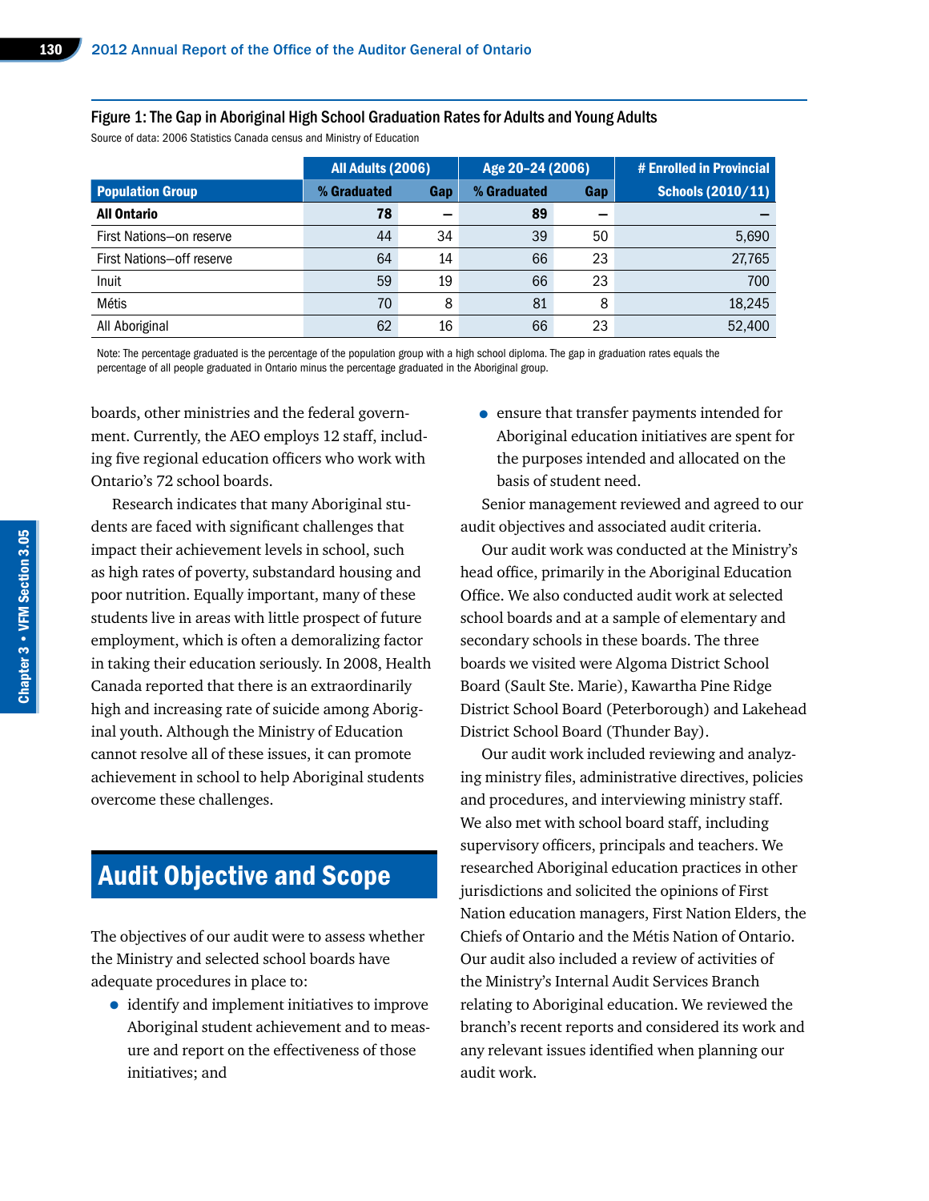Figure 1: The Gap in Aboriginal High School Graduation Rates for Adults and Young Adults

Source of data: 2006 Statistics Canada census and Ministry of Education

| | All Adults (2006) | | Age 20–24 (2006) | | # Enrolled in Provincial |
|---|---|---|---|---|---|
| Population Group | % Graduated | Gap | % Graduated | Gap | Schools (2010/11) |
| **All Ontario** | **78** | – | **89** | – | – |
| First Nations—on reserve | 44 | 34 | 39 | 50 | 5,690 |
| First Nations—off reserve | 64 | 14 | 66 | 23 | 27,765 |
| Inuit | 59 | 19 | 66 | 23 | 700 |
| Métis | 70 | 8 | 81 | 8 | 18,245 |
| All Aboriginal | 62 | 16 | 66 | 23 | 52,400 |

Note: The percentage graduated is the percentage of the population group with a high school diploma. The gap in graduation rates equals the percentage of all people graduated in Ontario minus the percentage graduated in the Aboriginal group.

boards, other ministries and the federal government. Currently, the AEO employs 12 staff, including five regional education officers who work with Ontario's 72 school boards.

Research indicates that many Aboriginal students are faced with significant challenges that impact their achievement levels in school, such as high rates of poverty, substandard housing and poor nutrition. Equally important, many of these students live in areas with little prospect of future employment, which is often a demoralizing factor in taking their education seriously. In 2008, Health Canada reported that there is an extraordinarily high and increasing rate of suicide among Aboriginal youth. Although the Ministry of Education cannot resolve all of these issues, it can promote achievement in school to help Aboriginal students overcome these challenges.

## Audit Objective and Scope

The objectives of our audit were to assess whether the Ministry and selected school boards have adequate procedures in place to:

- identify and implement initiatives to improve Aboriginal student achievement and to measure and report on the effectiveness of those initiatives; and
- ensure that transfer payments intended for Aboriginal education initiatives are spent for the purposes intended and allocated on the basis of student need.

Senior management reviewed and agreed to our audit objectives and associated audit criteria.

Our audit work was conducted at the Ministry's head office, primarily in the Aboriginal Education Office. We also conducted audit work at selected school boards and at a sample of elementary and secondary schools in these boards. The three boards we visited were Algoma District School Board (Sault Ste. Marie), Kawartha Pine Ridge District School Board (Peterborough) and Lakehead District School Board (Thunder Bay).

Our audit work included reviewing and analyzing ministry files, administrative directives, policies and procedures, and interviewing ministry staff. We also met with school board staff, including supervisory officers, principals and teachers. We researched Aboriginal education practices in other jurisdictions and solicited the opinions of First Nation education managers, First Nation Elders, the Chiefs of Ontario and the Métis Nation of Ontario. Our audit also included a review of activities of the Ministry's Internal Audit Services Branch relating to Aboriginal education. We reviewed the branch's recent reports and considered its work and any relevant issues identified when planning our audit work.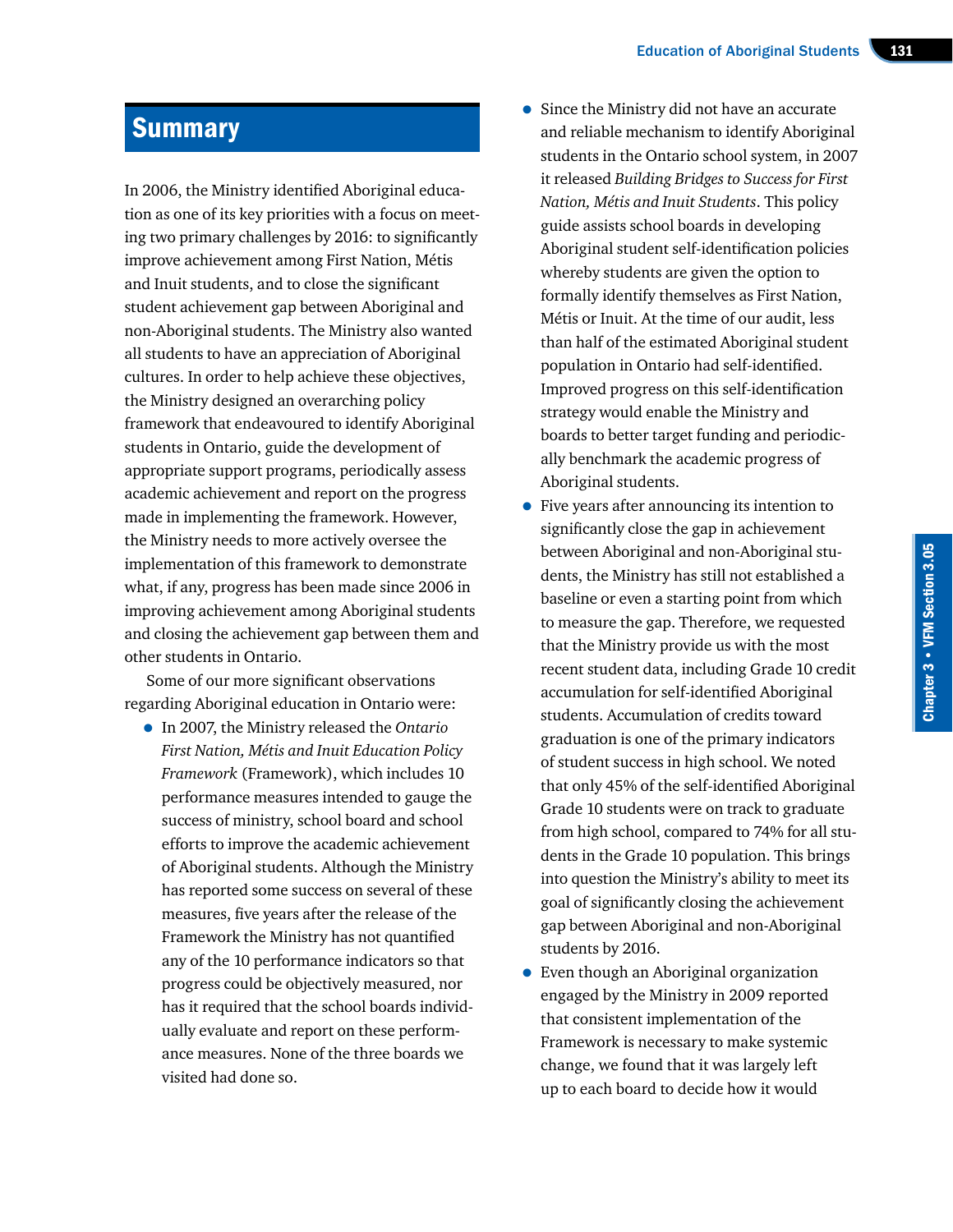## Summary

In 2006, the Ministry identified Aboriginal education as one of its key priorities with a focus on meeting two primary challenges by 2016: to significantly improve achievement among First Nation, Métis and Inuit students, and to close the significant student achievement gap between Aboriginal and non-Aboriginal students. The Ministry also wanted all students to have an appreciation of Aboriginal cultures. In order to help achieve these objectives, the Ministry designed an overarching policy framework that endeavoured to identify Aboriginal students in Ontario, guide the development of appropriate support programs, periodically assess academic achievement and report on the progress made in implementing the framework. However, the Ministry needs to more actively oversee the implementation of this framework to demonstrate what, if any, progress has been made since 2006 in improving achievement among Aboriginal students and closing the achievement gap between them and other students in Ontario.

Some of our more significant observations regarding Aboriginal education in Ontario were:

- In 2007, the Ministry released the *Ontario First Nation, Métis and Inuit Education Policy Framework* (Framework), which includes 10 performance measures intended to gauge the success of ministry, school board and school efforts to improve the academic achievement of Aboriginal students. Although the Ministry has reported some success on several of these measures, five years after the release of the Framework the Ministry has not quantified any of the 10 performance indicators so that progress could be objectively measured, nor has it required that the school boards individually evaluate and report on these performance measures. None of the three boards we visited had done so.
- Since the Ministry did not have an accurate and reliable mechanism to identify Aboriginal students in the Ontario school system, in 2007 it released *Building Bridges to Success for First Nation, Métis and Inuit Students*. This policy guide assists school boards in developing Aboriginal student self-identification policies whereby students are given the option to formally identify themselves as First Nation, Métis or Inuit. At the time of our audit, less than half of the estimated Aboriginal student population in Ontario had self-identified. Improved progress on this self-identification strategy would enable the Ministry and boards to better target funding and periodically benchmark the academic progress of Aboriginal students.
- Five years after announcing its intention to significantly close the gap in achievement between Aboriginal and non-Aboriginal students, the Ministry has still not established a baseline or even a starting point from which to measure the gap. Therefore, we requested that the Ministry provide us with the most recent student data, including Grade 10 credit accumulation for self-identified Aboriginal students. Accumulation of credits toward graduation is one of the primary indicators of student success in high school. We noted that only 45% of the self-identified Aboriginal Grade 10 students were on track to graduate from high school, compared to 74% for all students in the Grade 10 population. This brings into question the Ministry's ability to meet its goal of significantly closing the achievement gap between Aboriginal and non-Aboriginal students by 2016.
- Even though an Aboriginal organization engaged by the Ministry in 2009 reported that consistent implementation of the Framework is necessary to make systemic change, we found that it was largely left up to each board to decide how it would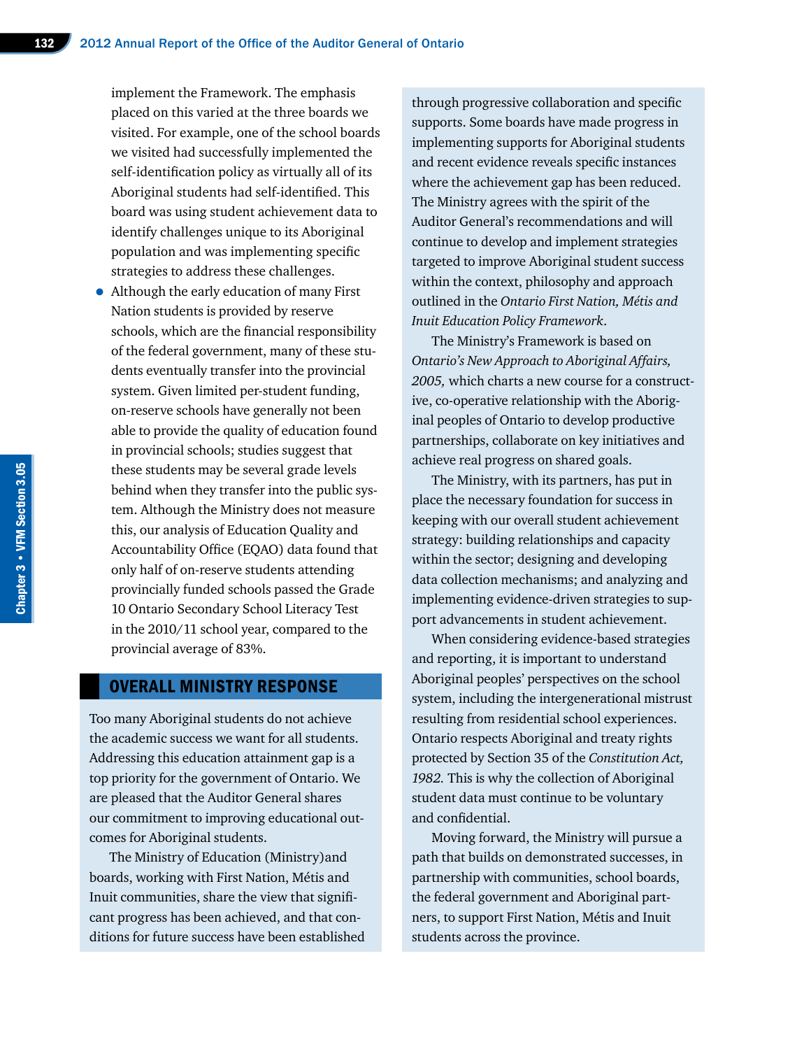implement the Framework. The emphasis placed on this varied at the three boards we visited. For example, one of the school boards we visited had successfully implemented the self-identification policy as virtually all of its Aboriginal students had self-identified. This board was using student achievement data to identify challenges unique to its Aboriginal population and was implementing specific strategies to address these challenges.

- Although the early education of many First Nation students is provided by reserve schools, which are the financial responsibility of the federal government, many of these students eventually transfer into the provincial system. Given limited per-student funding, on-reserve schools have generally not been able to provide the quality of education found in provincial schools; studies suggest that these students may be several grade levels behind when they transfer into the public system. Although the Ministry does not measure this, our analysis of Education Quality and Accountability Office (EQAO) data found that only half of on-reserve students attending provincially funded schools passed the Grade 10 Ontario Secondary School Literacy Test in the 2010/11 school year, compared to the provincial average of 83%.

## OVERALL MINISTRY RESPONSE

Too many Aboriginal students do not achieve the academic success we want for all students. Addressing this education attainment gap is a top priority for the government of Ontario. We are pleased that the Auditor General shares our commitment to improving educational outcomes for Aboriginal students.

The Ministry of Education (Ministry)and boards, working with First Nation, Métis and Inuit communities, share the view that significant progress has been achieved, and that conditions for future success have been established through progressive collaboration and specific supports. Some boards have made progress in implementing supports for Aboriginal students and recent evidence reveals specific instances where the achievement gap has been reduced. The Ministry agrees with the spirit of the Auditor General's recommendations and will continue to develop and implement strategies targeted to improve Aboriginal student success within the context, philosophy and approach outlined in the *Ontario First Nation, Métis and Inuit Education Policy Framework*.

The Ministry's Framework is based on *Ontario's New Approach to Aboriginal Affairs, 2005,* which charts a new course for a constructive, co-operative relationship with the Aboriginal peoples of Ontario to develop productive partnerships, collaborate on key initiatives and achieve real progress on shared goals.

The Ministry, with its partners, has put in place the necessary foundation for success in keeping with our overall student achievement strategy: building relationships and capacity within the sector; designing and developing data collection mechanisms; and analyzing and implementing evidence-driven strategies to support advancements in student achievement.

When considering evidence-based strategies and reporting, it is important to understand Aboriginal peoples' perspectives on the school system, including the intergenerational mistrust resulting from residential school experiences. Ontario respects Aboriginal and treaty rights protected by Section 35 of the *Constitution Act, 1982.* This is why the collection of Aboriginal student data must continue to be voluntary and confidential.

Moving forward, the Ministry will pursue a path that builds on demonstrated successes, in partnership with communities, school boards, the federal government and Aboriginal partners, to support First Nation, Métis and Inuit students across the province.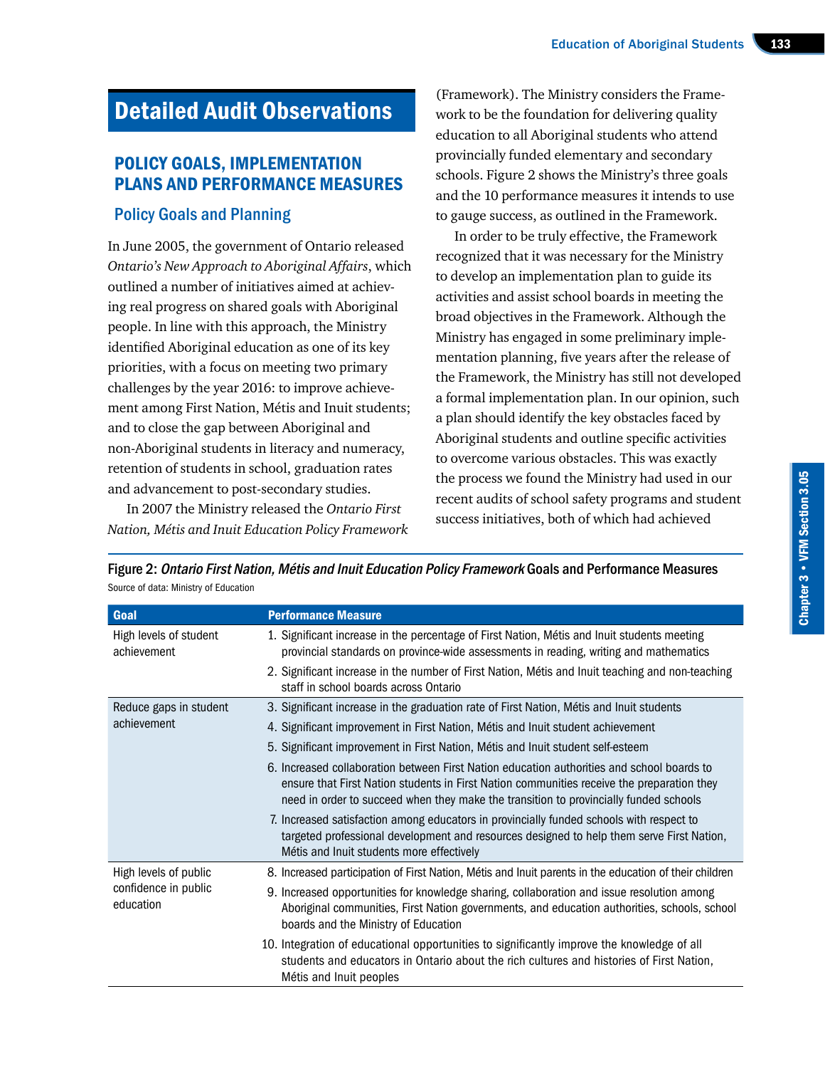# Detailed Audit Observations

## POLICY GOALS, IMPLEMENTATION PLANS AND PERFORMANCE MEASURES

### Policy Goals and Planning

In June 2005, the government of Ontario released *Ontario's New Approach to Aboriginal Affairs*, which outlined a number of initiatives aimed at achieving real progress on shared goals with Aboriginal people. In line with this approach, the Ministry identified Aboriginal education as one of its key priorities, with a focus on meeting two primary challenges by the year 2016: to improve achievement among First Nation, Métis and Inuit students; and to close the gap between Aboriginal and non-Aboriginal students in literacy and numeracy, retention of students in school, graduation rates and advancement to post-secondary studies.

In 2007 the Ministry released the *Ontario First Nation, Métis and Inuit Education Policy Framework* (Framework). The Ministry considers the Framework to be the foundation for delivering quality education to all Aboriginal students who attend provincially funded elementary and secondary schools. Figure 2 shows the Ministry's three goals and the 10 performance measures it intends to use to gauge success, as outlined in the Framework.

In order to be truly effective, the Framework recognized that it was necessary for the Ministry to develop an implementation plan to guide its activities and assist school boards in meeting the broad objectives in the Framework. Although the Ministry has engaged in some preliminary implementation planning, five years after the release of the Framework, the Ministry has still not developed a formal implementation plan. In our opinion, such a plan should identify the key obstacles faced by Aboriginal students and outline specific activities to overcome various obstacles. This was exactly the process we found the Ministry had used in our recent audits of school safety programs and student success initiatives, both of which had achieved

**Figure 2: *Ontario First Nation, Métis and Inuit Education Policy Framework* Goals and Performance Measures**
Source of data: Ministry of Education

| Goal | Performance Measure |
|---|---|
| High levels of student achievement | 1. Significant increase in the percentage of First Nation, Métis and Inuit students meeting provincial standards on province-wide assessments in reading, writing and mathematics |
| | 2. Significant increase in the number of First Nation, Métis and Inuit teaching and non-teaching staff in school boards across Ontario |
| Reduce gaps in student achievement | 3. Significant increase in the graduation rate of First Nation, Métis and Inuit students |
| | 4. Significant improvement in First Nation, Métis and Inuit student achievement |
| | 5. Significant improvement in First Nation, Métis and Inuit student self-esteem |
| | 6. Increased collaboration between First Nation education authorities and school boards to ensure that First Nation students in First Nation communities receive the preparation they need in order to succeed when they make the transition to provincially funded schools |
| | 7. Increased satisfaction among educators in provincially funded schools with respect to targeted professional development and resources designed to help them serve First Nation, Métis and Inuit students more effectively |
| High levels of public confidence in public education | 8. Increased participation of First Nation, Métis and Inuit parents in the education of their children |
| | 9. Increased opportunities for knowledge sharing, collaboration and issue resolution among Aboriginal communities, First Nation governments, and education authorities, schools, school boards and the Ministry of Education |
| | 10. Integration of educational opportunities to significantly improve the knowledge of all students and educators in Ontario about the rich cultures and histories of First Nation, Métis and Inuit peoples |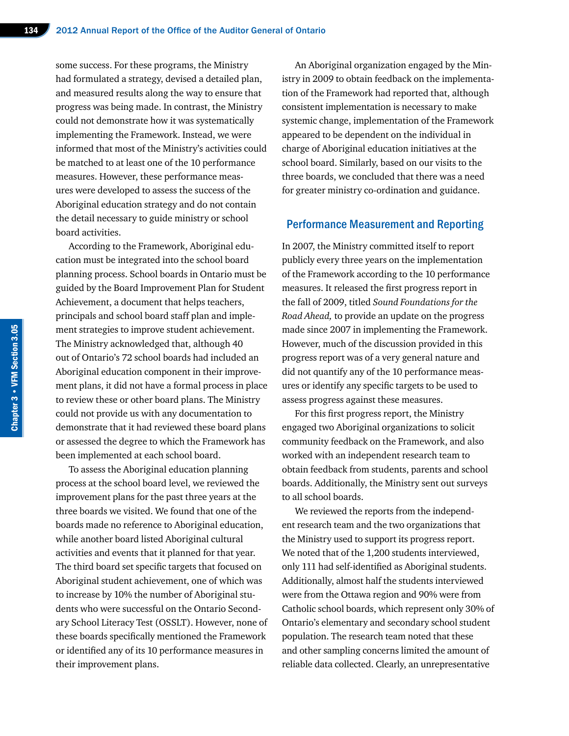some success. For these programs, the Ministry had formulated a strategy, devised a detailed plan, and measured results along the way to ensure that progress was being made. In contrast, the Ministry could not demonstrate how it was systematically implementing the Framework. Instead, we were informed that most of the Ministry's activities could be matched to at least one of the 10 performance measures. However, these performance measures were developed to assess the success of the Aboriginal education strategy and do not contain the detail necessary to guide ministry or school board activities.

According to the Framework, Aboriginal education must be integrated into the school board planning process. School boards in Ontario must be guided by the Board Improvement Plan for Student Achievement, a document that helps teachers, principals and school board staff plan and implement strategies to improve student achievement. The Ministry acknowledged that, although 40 out of Ontario's 72 school boards had included an Aboriginal education component in their improvement plans, it did not have a formal process in place to review these or other board plans. The Ministry could not provide us with any documentation to demonstrate that it had reviewed these board plans or assessed the degree to which the Framework has been implemented at each school board.

To assess the Aboriginal education planning process at the school board level, we reviewed the improvement plans for the past three years at the three boards we visited. We found that one of the boards made no reference to Aboriginal education, while another board listed Aboriginal cultural activities and events that it planned for that year. The third board set specific targets that focused on Aboriginal student achievement, one of which was to increase by 10% the number of Aboriginal students who were successful on the Ontario Secondary School Literacy Test (OSSLT). However, none of these boards specifically mentioned the Framework or identified any of its 10 performance measures in their improvement plans.

An Aboriginal organization engaged by the Ministry in 2009 to obtain feedback on the implementation of the Framework had reported that, although consistent implementation is necessary to make systemic change, implementation of the Framework appeared to be dependent on the individual in charge of Aboriginal education initiatives at the school board. Similarly, based on our visits to the three boards, we concluded that there was a need for greater ministry co-ordination and guidance.

## Performance Measurement and Reporting

In 2007, the Ministry committed itself to report publicly every three years on the implementation of the Framework according to the 10 performance measures. It released the first progress report in the fall of 2009, titled *Sound Foundations for the Road Ahead,* to provide an update on the progress made since 2007 in implementing the Framework. However, much of the discussion provided in this progress report was of a very general nature and did not quantify any of the 10 performance measures or identify any specific targets to be used to assess progress against these measures.

For this first progress report, the Ministry engaged two Aboriginal organizations to solicit community feedback on the Framework, and also worked with an independent research team to obtain feedback from students, parents and school boards. Additionally, the Ministry sent out surveys to all school boards.

We reviewed the reports from the independent research team and the two organizations that the Ministry used to support its progress report. We noted that of the 1,200 students interviewed, only 111 had self-identified as Aboriginal students. Additionally, almost half the students interviewed were from the Ottawa region and 90% were from Catholic school boards, which represent only 30% of Ontario's elementary and secondary school student population. The research team noted that these and other sampling concerns limited the amount of reliable data collected. Clearly, an unrepresentative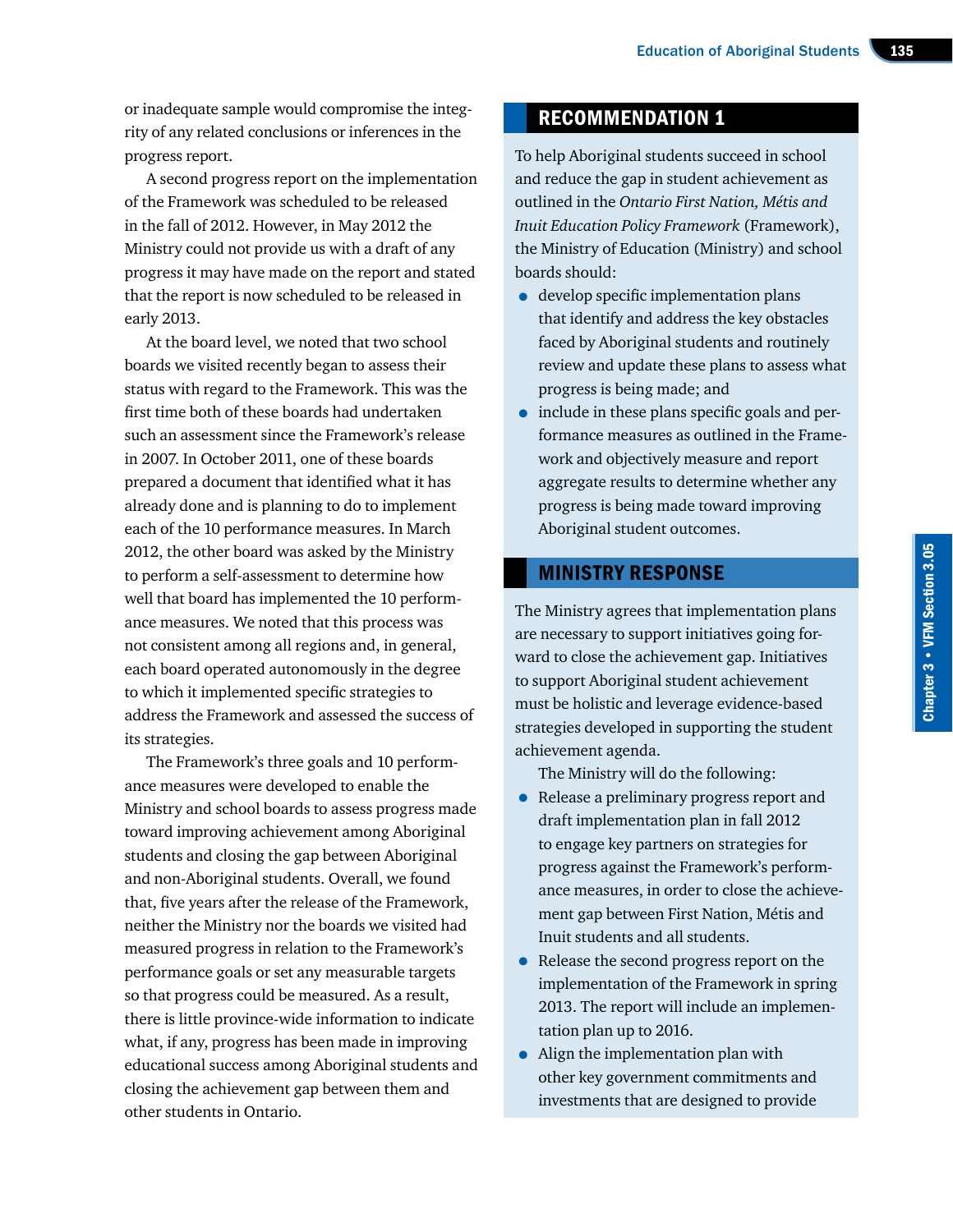or inadequate sample would compromise the integrity of any related conclusions or inferences in the progress report.

A second progress report on the implementation of the Framework was scheduled to be released in the fall of 2012. However, in May 2012 the Ministry could not provide us with a draft of any progress it may have made on the report and stated that the report is now scheduled to be released in early 2013.

At the board level, we noted that two school boards we visited recently began to assess their status with regard to the Framework. This was the first time both of these boards had undertaken such an assessment since the Framework's release in 2007. In October 2011, one of these boards prepared a document that identified what it has already done and is planning to do to implement each of the 10 performance measures. In March 2012, the other board was asked by the Ministry to perform a self-assessment to determine how well that board has implemented the 10 performance measures. We noted that this process was not consistent among all regions and, in general, each board operated autonomously in the degree to which it implemented specific strategies to address the Framework and assessed the success of its strategies.

The Framework's three goals and 10 performance measures were developed to enable the Ministry and school boards to assess progress made toward improving achievement among Aboriginal students and closing the gap between Aboriginal and non-Aboriginal students. Overall, we found that, five years after the release of the Framework, neither the Ministry nor the boards we visited had measured progress in relation to the Framework's performance goals or set any measurable targets so that progress could be measured. As a result, there is little province-wide information to indicate what, if any, progress has been made in improving educational success among Aboriginal students and closing the achievement gap between them and other students in Ontario.

## RECOMMENDATION 1

To help Aboriginal students succeed in school and reduce the gap in student achievement as outlined in the *Ontario First Nation, Métis and Inuit Education Policy Framework* (Framework), the Ministry of Education (Ministry) and school boards should:

- develop specific implementation plans that identify and address the key obstacles faced by Aboriginal students and routinely review and update these plans to assess what progress is being made; and
- include in these plans specific goals and performance measures as outlined in the Framework and objectively measure and report aggregate results to determine whether any progress is being made toward improving Aboriginal student outcomes.

## MINISTRY RESPONSE

The Ministry agrees that implementation plans are necessary to support initiatives going forward to close the achievement gap. Initiatives to support Aboriginal student achievement must be holistic and leverage evidence-based strategies developed in supporting the student achievement agenda.

The Ministry will do the following:

- Release a preliminary progress report and draft implementation plan in fall 2012 to engage key partners on strategies for progress against the Framework's performance measures, in order to close the achievement gap between First Nation, Métis and Inuit students and all students.
- Release the second progress report on the implementation of the Framework in spring 2013. The report will include an implementation plan up to 2016.
- Align the implementation plan with other key government commitments and investments that are designed to provide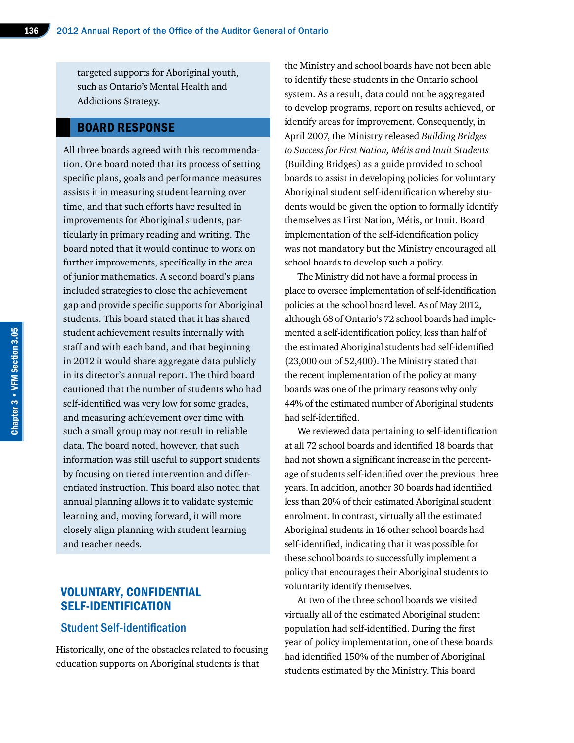targeted supports for Aboriginal youth, such as Ontario's Mental Health and Addictions Strategy.

## BOARD RESPONSE

All three boards agreed with this recommendation. One board noted that its process of setting specific plans, goals and performance measures assists it in measuring student learning over time, and that such efforts have resulted in improvements for Aboriginal students, particularly in primary reading and writing. The board noted that it would continue to work on further improvements, specifically in the area of junior mathematics. A second board's plans included strategies to close the achievement gap and provide specific supports for Aboriginal students. This board stated that it has shared student achievement results internally with staff and with each band, and that beginning in 2012 it would share aggregate data publicly in its director's annual report. The third board cautioned that the number of students who had self-identified was very low for some grades, and measuring achievement over time with such a small group may not result in reliable data. The board noted, however, that such information was still useful to support students by focusing on tiered intervention and differentiated instruction. This board also noted that annual planning allows it to validate systemic learning and, moving forward, it will more closely align planning with student learning and teacher needs.

## VOLUNTARY, CONFIDENTIAL SELF-IDENTIFICATION

### Student Self-identification

Historically, one of the obstacles related to focusing education supports on Aboriginal students is that the Ministry and school boards have not been able to identify these students in the Ontario school system. As a result, data could not be aggregated to develop programs, report on results achieved, or identify areas for improvement. Consequently, in April 2007, the Ministry released *Building Bridges to Success for First Nation, Métis and Inuit Students* (Building Bridges) as a guide provided to school boards to assist in developing policies for voluntary Aboriginal student self-identification whereby students would be given the option to formally identify themselves as First Nation, Métis, or Inuit. Board implementation of the self-identification policy was not mandatory but the Ministry encouraged all school boards to develop such a policy.

The Ministry did not have a formal process in place to oversee implementation of self-identification policies at the school board level. As of May 2012, although 68 of Ontario's 72 school boards had implemented a self-identification policy, less than half of the estimated Aboriginal students had self-identified (23,000 out of 52,400). The Ministry stated that the recent implementation of the policy at many boards was one of the primary reasons why only 44% of the estimated number of Aboriginal students had self-identified.

We reviewed data pertaining to self-identification at all 72 school boards and identified 18 boards that had not shown a significant increase in the percentage of students self-identified over the previous three years. In addition, another 30 boards had identified less than 20% of their estimated Aboriginal student enrolment. In contrast, virtually all the estimated Aboriginal students in 16 other school boards had self-identified, indicating that it was possible for these school boards to successfully implement a policy that encourages their Aboriginal students to voluntarily identify themselves.

At two of the three school boards we visited virtually all of the estimated Aboriginal student population had self-identified. During the first year of policy implementation, one of these boards had identified 150% of the number of Aboriginal students estimated by the Ministry. This board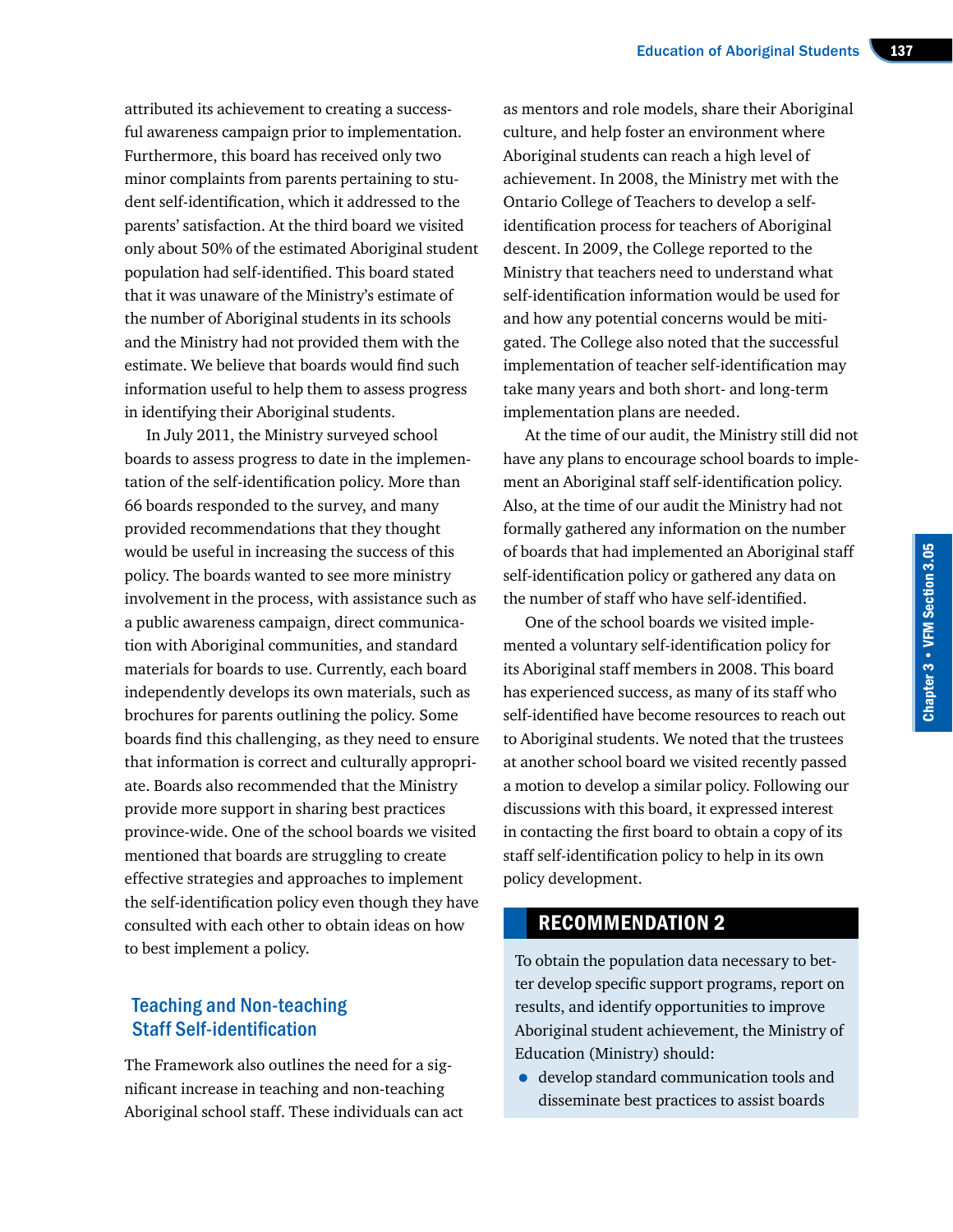attributed its achievement to creating a successful awareness campaign prior to implementation. Furthermore, this board has received only two minor complaints from parents pertaining to student self-identification, which it addressed to the parents' satisfaction. At the third board we visited only about 50% of the estimated Aboriginal student population had self-identified. This board stated that it was unaware of the Ministry's estimate of the number of Aboriginal students in its schools and the Ministry had not provided them with the estimate. We believe that boards would find such information useful to help them to assess progress in identifying their Aboriginal students.

In July 2011, the Ministry surveyed school boards to assess progress to date in the implementation of the self-identification policy. More than 66 boards responded to the survey, and many provided recommendations that they thought would be useful in increasing the success of this policy. The boards wanted to see more ministry involvement in the process, with assistance such as a public awareness campaign, direct communication with Aboriginal communities, and standard materials for boards to use. Currently, each board independently develops its own materials, such as brochures for parents outlining the policy. Some boards find this challenging, as they need to ensure that information is correct and culturally appropriate. Boards also recommended that the Ministry provide more support in sharing best practices province-wide. One of the school boards we visited mentioned that boards are struggling to create effective strategies and approaches to implement the self-identification policy even though they have consulted with each other to obtain ideas on how to best implement a policy.

### Teaching and Non-teaching Staff Self-identification

The Framework also outlines the need for a significant increase in teaching and non-teaching Aboriginal school staff. These individuals can act as mentors and role models, share their Aboriginal culture, and help foster an environment where Aboriginal students can reach a high level of achievement. In 2008, the Ministry met with the Ontario College of Teachers to develop a self-identification process for teachers of Aboriginal descent. In 2009, the College reported to the Ministry that teachers need to understand what self-identification information would be used for and how any potential concerns would be mitigated. The College also noted that the successful implementation of teacher self-identification may take many years and both short- and long-term implementation plans are needed.

At the time of our audit, the Ministry still did not have any plans to encourage school boards to implement an Aboriginal staff self-identification policy. Also, at the time of our audit the Ministry had not formally gathered any information on the number of boards that had implemented an Aboriginal staff self-identification policy or gathered any data on the number of staff who have self-identified.

One of the school boards we visited implemented a voluntary self-identification policy for its Aboriginal staff members in 2008. This board has experienced success, as many of its staff who self-identified have become resources to reach out to Aboriginal students. We noted that the trustees at another school board we visited recently passed a motion to develop a similar policy. Following our discussions with this board, it expressed interest in contacting the first board to obtain a copy of its staff self-identification policy to help in its own policy development.

## RECOMMENDATION 2

To obtain the population data necessary to better develop specific support programs, report on results, and identify opportunities to improve Aboriginal student achievement, the Ministry of Education (Ministry) should:

- develop standard communication tools and disseminate best practices to assist boards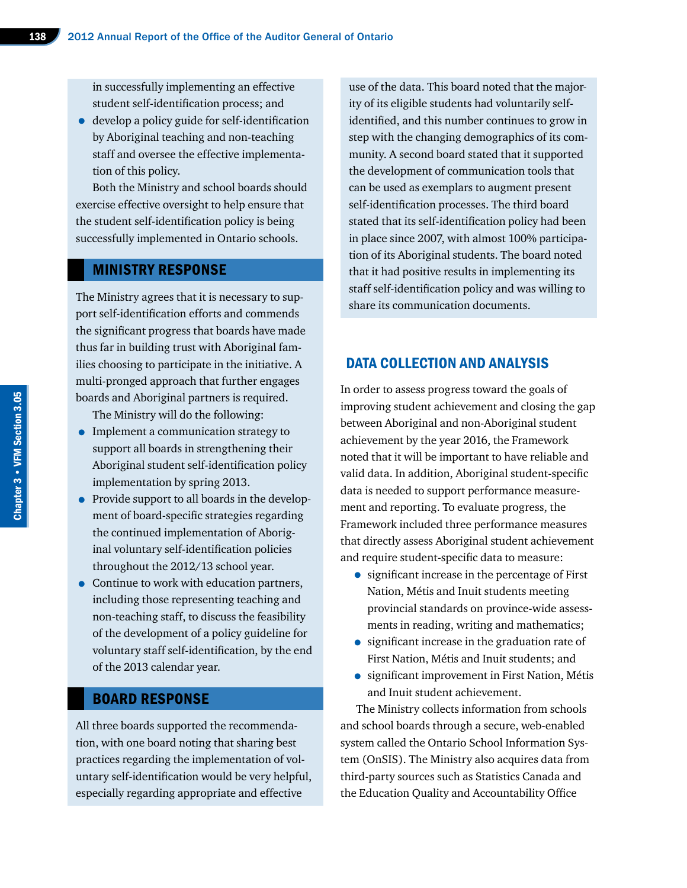in successfully implementing an effective student self-identification process; and

- develop a policy guide for self-identification by Aboriginal teaching and non-teaching staff and oversee the effective implementation of this policy.

Both the Ministry and school boards should exercise effective oversight to help ensure that the student self-identification policy is being successfully implemented in Ontario schools.

## MINISTRY RESPONSE

The Ministry agrees that it is necessary to support self-identification efforts and commends the significant progress that boards have made thus far in building trust with Aboriginal families choosing to participate in the initiative. A multi-pronged approach that further engages boards and Aboriginal partners is required.

The Ministry will do the following:

- Implement a communication strategy to support all boards in strengthening their Aboriginal student self-identification policy implementation by spring 2013.
- Provide support to all boards in the development of board-specific strategies regarding the continued implementation of Aboriginal voluntary self-identification policies throughout the 2012/13 school year.
- Continue to work with education partners, including those representing teaching and non-teaching staff, to discuss the feasibility of the development of a policy guideline for voluntary staff self-identification, by the end of the 2013 calendar year.

## BOARD RESPONSE

All three boards supported the recommendation, with one board noting that sharing best practices regarding the implementation of voluntary self-identification would be very helpful, especially regarding appropriate and effective use of the data. This board noted that the majority of its eligible students had voluntarily self-identified, and this number continues to grow in step with the changing demographics of its community. A second board stated that it supported the development of communication tools that can be used as exemplars to augment present self-identification processes. The third board stated that its self-identification policy had been in place since 2007, with almost 100% participation of its Aboriginal students. The board noted that it had positive results in implementing its staff self-identification policy and was willing to share its communication documents.

## DATA COLLECTION AND ANALYSIS

In order to assess progress toward the goals of improving student achievement and closing the gap between Aboriginal and non-Aboriginal student achievement by the year 2016, the Framework noted that it will be important to have reliable and valid data. In addition, Aboriginal student-specific data is needed to support performance measurement and reporting. To evaluate progress, the Framework included three performance measures that directly assess Aboriginal student achievement and require student-specific data to measure:

- significant increase in the percentage of First Nation, Métis and Inuit students meeting provincial standards on province-wide assessments in reading, writing and mathematics;
- significant increase in the graduation rate of First Nation, Métis and Inuit students; and
- significant improvement in First Nation, Métis and Inuit student achievement.

The Ministry collects information from schools and school boards through a secure, web-enabled system called the Ontario School Information System (OnSIS). The Ministry also acquires data from third-party sources such as Statistics Canada and the Education Quality and Accountability Office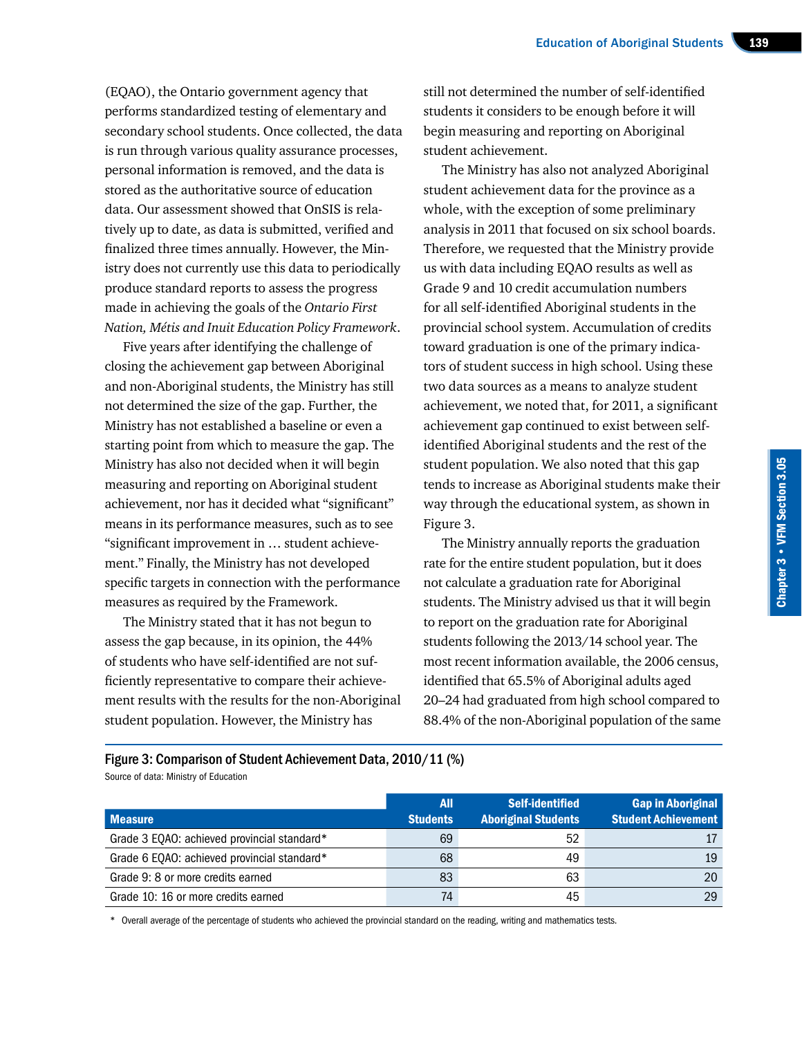(EQAO), the Ontario government agency that performs standardized testing of elementary and secondary school students. Once collected, the data is run through various quality assurance processes, personal information is removed, and the data is stored as the authoritative source of education data. Our assessment showed that OnSIS is relatively up to date, as data is submitted, verified and finalized three times annually. However, the Ministry does not currently use this data to periodically produce standard reports to assess the progress made in achieving the goals of the *Ontario First Nation, Métis and Inuit Education Policy Framework*.

Five years after identifying the challenge of closing the achievement gap between Aboriginal and non-Aboriginal students, the Ministry has still not determined the size of the gap. Further, the Ministry has not established a baseline or even a starting point from which to measure the gap. The Ministry has also not decided when it will begin measuring and reporting on Aboriginal student achievement, nor has it decided what "significant" means in its performance measures, such as to see "significant improvement in … student achievement." Finally, the Ministry has not developed specific targets in connection with the performance measures as required by the Framework.

The Ministry stated that it has not begun to assess the gap because, in its opinion, the 44% of students who have self-identified are not sufficiently representative to compare their achievement results with the results for the non-Aboriginal student population. However, the Ministry has still not determined the number of self-identified students it considers to be enough before it will begin measuring and reporting on Aboriginal student achievement.

The Ministry has also not analyzed Aboriginal student achievement data for the province as a whole, with the exception of some preliminary analysis in 2011 that focused on six school boards. Therefore, we requested that the Ministry provide us with data including EQAO results as well as Grade 9 and 10 credit accumulation numbers for all self-identified Aboriginal students in the provincial school system. Accumulation of credits toward graduation is one of the primary indicators of student success in high school. Using these two data sources as a means to analyze student achievement, we noted that, for 2011, a significant achievement gap continued to exist between self-identified Aboriginal students and the rest of the student population. We also noted that this gap tends to increase as Aboriginal students make their way through the educational system, as shown in Figure 3.

The Ministry annually reports the graduation rate for the entire student population, but it does not calculate a graduation rate for Aboriginal students. The Ministry advised us that it will begin to report on the graduation rate for Aboriginal students following the 2013/14 school year. The most recent information available, the 2006 census, identified that 65.5% of Aboriginal adults aged 20–24 had graduated from high school compared to 88.4% of the non-Aboriginal population of the same

**Figure 3: Comparison of Student Achievement Data, 2010/11 (%)**

Source of data: Ministry of Education

| Measure | All Students | Self-identified Aboriginal Students | Gap in Aboriginal Student Achievement |
|---|---|---|---|
| Grade 3 EQAO: achieved provincial standard* | 69 | 52 | 17 |
| Grade 6 EQAO: achieved provincial standard* | 68 | 49 | 19 |
| Grade 9: 8 or more credits earned | 83 | 63 | 20 |
| Grade 10: 16 or more credits earned | 74 | 45 | 29 |

\* Overall average of the percentage of students who achieved the provincial standard on the reading, writing and mathematics tests.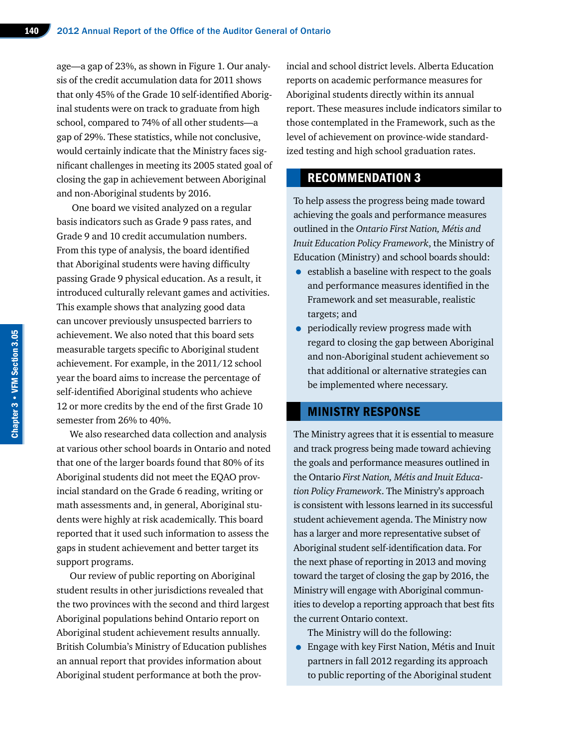age—a gap of 23%, as shown in Figure 1. Our analysis of the credit accumulation data for 2011 shows that only 45% of the Grade 10 self-identified Aboriginal students were on track to graduate from high school, compared to 74% of all other students—a gap of 29%. These statistics, while not conclusive, would certainly indicate that the Ministry faces significant challenges in meeting its 2005 stated goal of closing the gap in achievement between Aboriginal and non-Aboriginal students by 2016.

One board we visited analyzed on a regular basis indicators such as Grade 9 pass rates, and Grade 9 and 10 credit accumulation numbers. From this type of analysis, the board identified that Aboriginal students were having difficulty passing Grade 9 physical education. As a result, it introduced culturally relevant games and activities. This example shows that analyzing good data can uncover previously unsuspected barriers to achievement. We also noted that this board sets measurable targets specific to Aboriginal student achievement. For example, in the 2011/12 school year the board aims to increase the percentage of self-identified Aboriginal students who achieve 12 or more credits by the end of the first Grade 10 semester from 26% to 40%.

We also researched data collection and analysis at various other school boards in Ontario and noted that one of the larger boards found that 80% of its Aboriginal students did not meet the EQAO provincial standard on the Grade 6 reading, writing or math assessments and, in general, Aboriginal students were highly at risk academically. This board reported that it used such information to assess the gaps in student achievement and better target its support programs.

Our review of public reporting on Aboriginal student results in other jurisdictions revealed that the two provinces with the second and third largest Aboriginal populations behind Ontario report on Aboriginal student achievement results annually. British Columbia's Ministry of Education publishes an annual report that provides information about Aboriginal student performance at both the provincial and school district levels. Alberta Education reports on academic performance measures for Aboriginal students directly within its annual report. These measures include indicators similar to those contemplated in the Framework, such as the level of achievement on province-wide standardized testing and high school graduation rates.

## RECOMMENDATION 3

To help assess the progress being made toward achieving the goals and performance measures outlined in the *Ontario First Nation, Métis and Inuit Education Policy Framework*, the Ministry of Education (Ministry) and school boards should:

- establish a baseline with respect to the goals and performance measures identified in the Framework and set measurable, realistic targets; and
- periodically review progress made with regard to closing the gap between Aboriginal and non-Aboriginal student achievement so that additional or alternative strategies can be implemented where necessary.

## MINISTRY RESPONSE

The Ministry agrees that it is essential to measure and track progress being made toward achieving the goals and performance measures outlined in the Ontario *First Nation, Métis and Inuit Education Policy Framework*. The Ministry's approach is consistent with lessons learned in its successful student achievement agenda. The Ministry now has a larger and more representative subset of Aboriginal student self-identification data. For the next phase of reporting in 2013 and moving toward the target of closing the gap by 2016, the Ministry will engage with Aboriginal communities to develop a reporting approach that best fits the current Ontario context.

The Ministry will do the following:

- Engage with key First Nation, Métis and Inuit partners in fall 2012 regarding its approach to public reporting of the Aboriginal student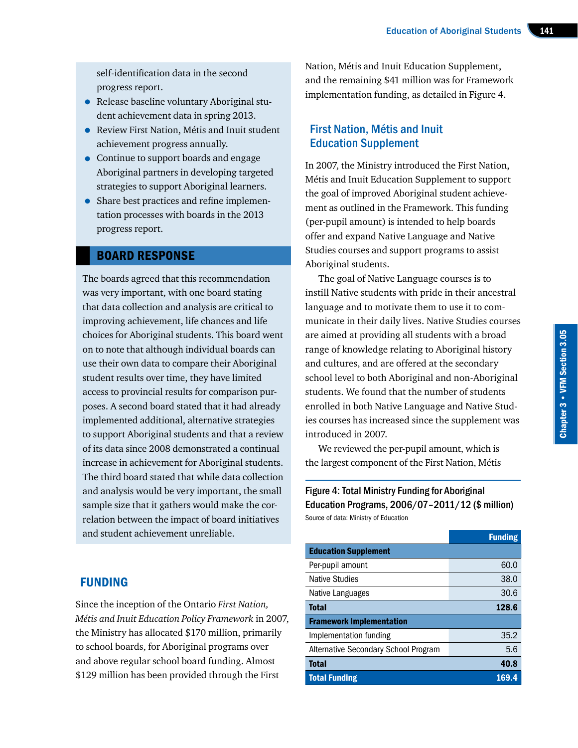self-identification data in the second progress report.

- Release baseline voluntary Aboriginal student achievement data in spring 2013.
- Review First Nation, Métis and Inuit student achievement progress annually.
- Continue to support boards and engage Aboriginal partners in developing targeted strategies to support Aboriginal learners.
- Share best practices and refine implementation processes with boards in the 2013 progress report.

## BOARD RESPONSE

The boards agreed that this recommendation was very important, with one board stating that data collection and analysis are critical to improving achievement, life chances and life choices for Aboriginal students. This board went on to note that although individual boards can use their own data to compare their Aboriginal student results over time, they have limited access to provincial results for comparison purposes. A second board stated that it had already implemented additional, alternative strategies to support Aboriginal students and that a review of its data since 2008 demonstrated a continual increase in achievement for Aboriginal students. The third board stated that while data collection and analysis would be very important, the small sample size that it gathers would make the correlation between the impact of board initiatives and student achievement unreliable.

## FUNDING

Since the inception of the Ontario *First Nation, Métis and Inuit Education Policy Framework* in 2007, the Ministry has allocated $170 million, primarily to school boards, for Aboriginal programs over and above regular school board funding. Almost $129 million has been provided through the First Nation, Métis and Inuit Education Supplement, and the remaining $41 million was for Framework implementation funding, as detailed in Figure 4.

### First Nation, Métis and Inuit Education Supplement

In 2007, the Ministry introduced the First Nation, Métis and Inuit Education Supplement to support the goal of improved Aboriginal student achievement as outlined in the Framework. This funding (per-pupil amount) is intended to help boards offer and expand Native Language and Native Studies courses and support programs to assist Aboriginal students.

The goal of Native Language courses is to instill Native students with pride in their ancestral language and to motivate them to use it to communicate in their daily lives. Native Studies courses are aimed at providing all students with a broad range of knowledge relating to Aboriginal history and cultures, and are offered at the secondary school level to both Aboriginal and non-Aboriginal students. We found that the number of students enrolled in both Native Language and Native Studies courses has increased since the supplement was introduced in 2007.

We reviewed the per-pupil amount, which is the largest component of the First Nation, Métis

**Figure 4: Total Ministry Funding for Aboriginal Education Programs, 2006/07–2011/12 ($ million)**
Source of data: Ministry of Education

| | Funding |
|---|---|
| **Education Supplement** | |
| Per-pupil amount | 60.0 |
| Native Studies | 38.0 |
| Native Languages | 30.6 |
| **Total** | **128.6** |
| **Framework Implementation** | |
| Implementation funding | 35.2 |
| Alternative Secondary School Program | 5.6 |
| **Total** | **40.8** |
| **Total Funding** | **169.4** |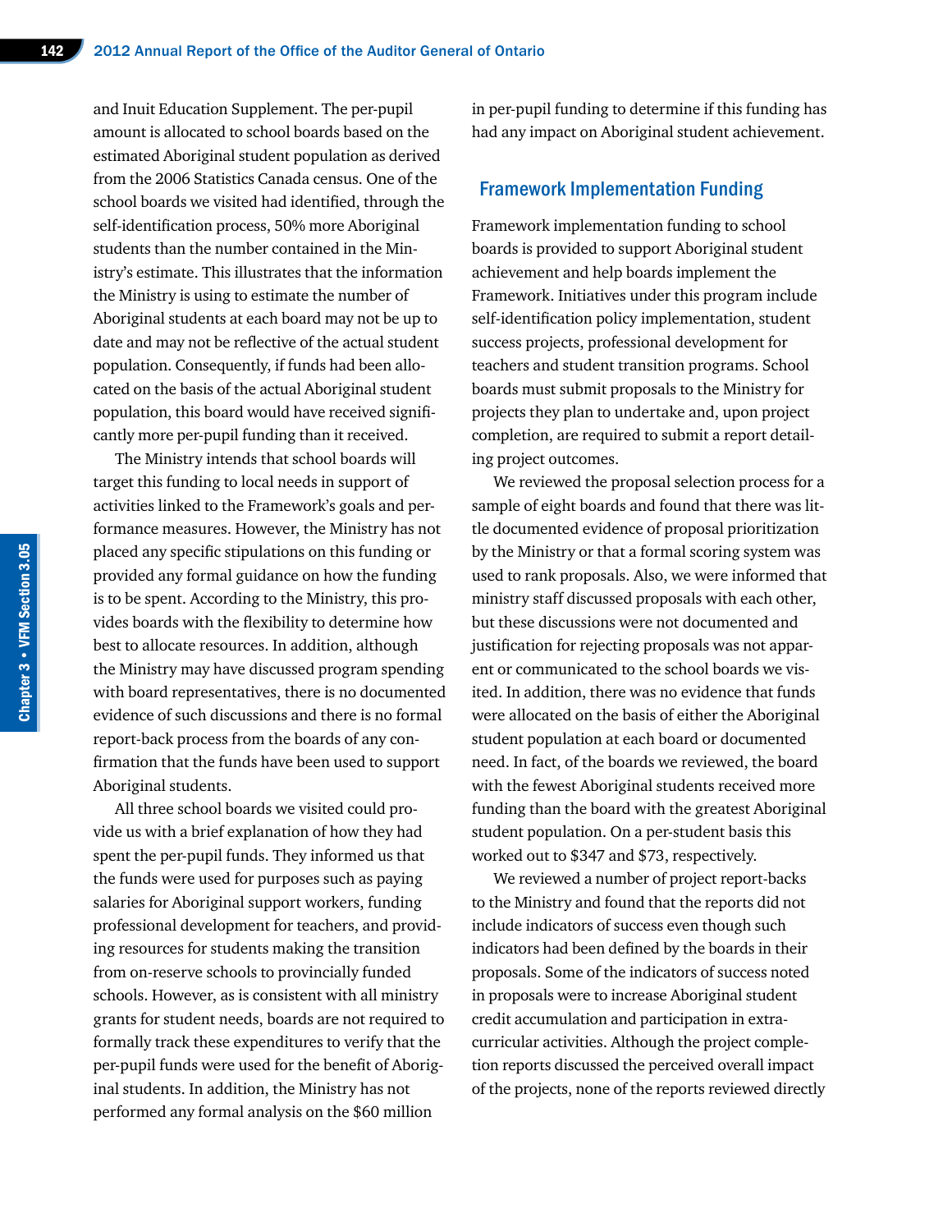and Inuit Education Supplement. The per-pupil amount is allocated to school boards based on the estimated Aboriginal student population as derived from the 2006 Statistics Canada census. One of the school boards we visited had identified, through the self-identification process, 50% more Aboriginal students than the number contained in the Ministry's estimate. This illustrates that the information the Ministry is using to estimate the number of Aboriginal students at each board may not be up to date and may not be reflective of the actual student population. Consequently, if funds had been allocated on the basis of the actual Aboriginal student population, this board would have received significantly more per-pupil funding than it received.

The Ministry intends that school boards will target this funding to local needs in support of activities linked to the Framework's goals and performance measures. However, the Ministry has not placed any specific stipulations on this funding or provided any formal guidance on how the funding is to be spent. According to the Ministry, this provides boards with the flexibility to determine how best to allocate resources. In addition, although the Ministry may have discussed program spending with board representatives, there is no documented evidence of such discussions and there is no formal report-back process from the boards of any confirmation that the funds have been used to support Aboriginal students.

All three school boards we visited could provide us with a brief explanation of how they had spent the per-pupil funds. They informed us that the funds were used for purposes such as paying salaries for Aboriginal support workers, funding professional development for teachers, and providing resources for students making the transition from on-reserve schools to provincially funded schools. However, as is consistent with all ministry grants for student needs, boards are not required to formally track these expenditures to verify that the per-pupil funds were used for the benefit of Aboriginal students. In addition, the Ministry has not performed any formal analysis on the $60 million in per-pupil funding to determine if this funding has had any impact on Aboriginal student achievement.

## Framework Implementation Funding

Framework implementation funding to school boards is provided to support Aboriginal student achievement and help boards implement the Framework. Initiatives under this program include self-identification policy implementation, student success projects, professional development for teachers and student transition programs. School boards must submit proposals to the Ministry for projects they plan to undertake and, upon project completion, are required to submit a report detailing project outcomes.

We reviewed the proposal selection process for a sample of eight boards and found that there was little documented evidence of proposal prioritization by the Ministry or that a formal scoring system was used to rank proposals. Also, we were informed that ministry staff discussed proposals with each other, but these discussions were not documented and justification for rejecting proposals was not apparent or communicated to the school boards we visited. In addition, there was no evidence that funds were allocated on the basis of either the Aboriginal student population at each board or documented need. In fact, of the boards we reviewed, the board with the fewest Aboriginal students received more funding than the board with the greatest Aboriginal student population. On a per-student basis this worked out to $347 and $73, respectively.

We reviewed a number of project report-backs to the Ministry and found that the reports did not include indicators of success even though such indicators had been defined by the boards in their proposals. Some of the indicators of success noted in proposals were to increase Aboriginal student credit accumulation and participation in extracurricular activities. Although the project completion reports discussed the perceived overall impact of the projects, none of the reports reviewed directly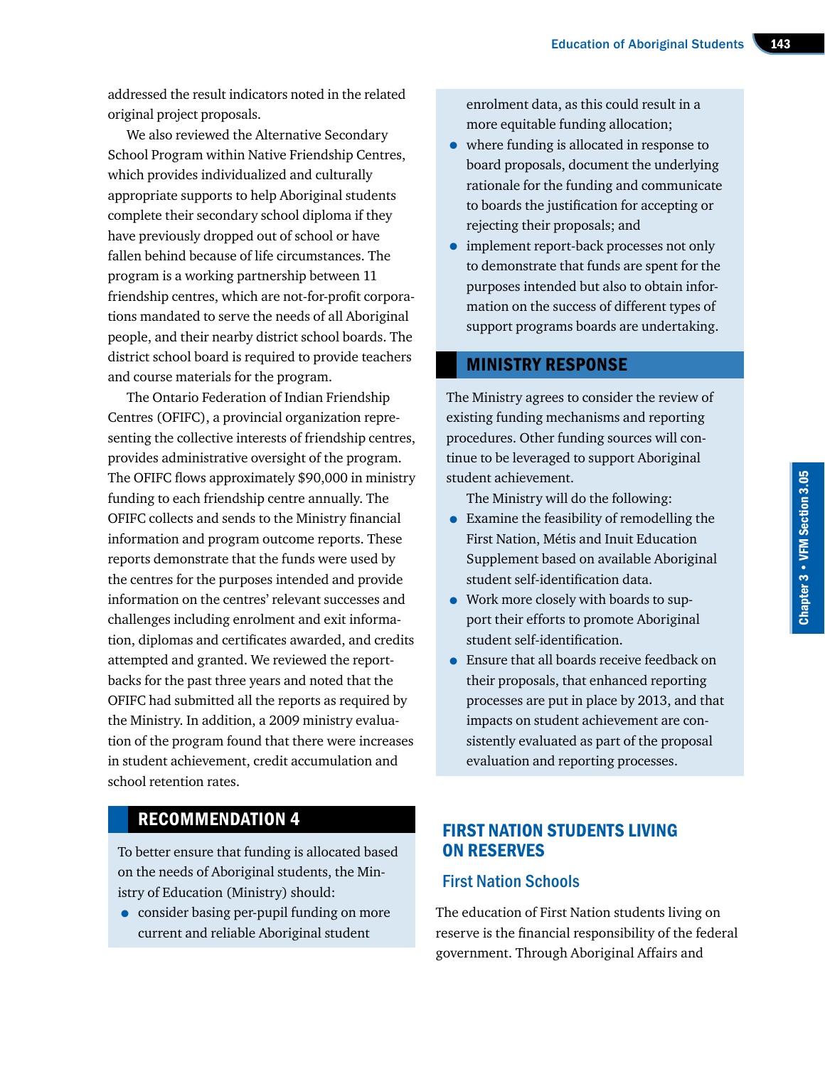addressed the result indicators noted in the related original project proposals.

We also reviewed the Alternative Secondary School Program within Native Friendship Centres, which provides individualized and culturally appropriate supports to help Aboriginal students complete their secondary school diploma if they have previously dropped out of school or have fallen behind because of life circumstances. The program is a working partnership between 11 friendship centres, which are not-for-profit corporations mandated to serve the needs of all Aboriginal people, and their nearby district school boards. The district school board is required to provide teachers and course materials for the program.

The Ontario Federation of Indian Friendship Centres (OFIFC), a provincial organization representing the collective interests of friendship centres, provides administrative oversight of the program. The OFIFC flows approximately $90,000 in ministry funding to each friendship centre annually. The OFIFC collects and sends to the Ministry financial information and program outcome reports. These reports demonstrate that the funds were used by the centres for the purposes intended and provide information on the centres' relevant successes and challenges including enrolment and exit information, diplomas and certificates awarded, and credits attempted and granted. We reviewed the report-backs for the past three years and noted that the OFIFC had submitted all the reports as required by the Ministry. In addition, a 2009 ministry evaluation of the program found that there were increases in student achievement, credit accumulation and school retention rates.

## RECOMMENDATION 4

To better ensure that funding is allocated based on the needs of Aboriginal students, the Ministry of Education (Ministry) should:

- consider basing per-pupil funding on more current and reliable Aboriginal student enrolment data, as this could result in a more equitable funding allocation;
- where funding is allocated in response to board proposals, document the underlying rationale for the funding and communicate to boards the justification for accepting or rejecting their proposals; and
- implement report-back processes not only to demonstrate that funds are spent for the purposes intended but also to obtain information on the success of different types of support programs boards are undertaking.

## MINISTRY RESPONSE

The Ministry agrees to consider the review of existing funding mechanisms and reporting procedures. Other funding sources will continue to be leveraged to support Aboriginal student achievement.

The Ministry will do the following:

- Examine the feasibility of remodelling the First Nation, Métis and Inuit Education Supplement based on available Aboriginal student self-identification data.
- Work more closely with boards to support their efforts to promote Aboriginal student self-identification.
- Ensure that all boards receive feedback on their proposals, that enhanced reporting processes are put in place by 2013, and that impacts on student achievement are consistently evaluated as part of the proposal evaluation and reporting processes.

## FIRST NATION STUDENTS LIVING ON RESERVES

### First Nation Schools

The education of First Nation students living on reserve is the financial responsibility of the federal government. Through Aboriginal Affairs and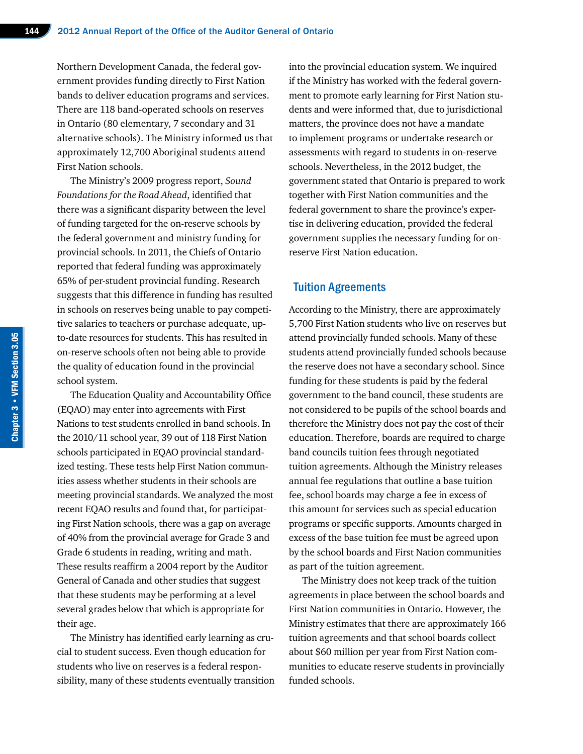Northern Development Canada, the federal government provides funding directly to First Nation bands to deliver education programs and services. There are 118 band-operated schools on reserves in Ontario (80 elementary, 7 secondary and 31 alternative schools). The Ministry informed us that approximately 12,700 Aboriginal students attend First Nation schools.

The Ministry's 2009 progress report, *Sound Foundations for the Road Ahead*, identified that there was a significant disparity between the level of funding targeted for the on-reserve schools by the federal government and ministry funding for provincial schools. In 2011, the Chiefs of Ontario reported that federal funding was approximately 65% of per-student provincial funding. Research suggests that this difference in funding has resulted in schools on reserves being unable to pay competitive salaries to teachers or purchase adequate, up-to-date resources for students. This has resulted in on-reserve schools often not being able to provide the quality of education found in the provincial school system.

The Education Quality and Accountability Office (EQAO) may enter into agreements with First Nations to test students enrolled in band schools. In the 2010/11 school year, 39 out of 118 First Nation schools participated in EQAO provincial standardized testing. These tests help First Nation communities assess whether students in their schools are meeting provincial standards. We analyzed the most recent EQAO results and found that, for participating First Nation schools, there was a gap on average of 40% from the provincial average for Grade 3 and Grade 6 students in reading, writing and math. These results reaffirm a 2004 report by the Auditor General of Canada and other studies that suggest that these students may be performing at a level several grades below that which is appropriate for their age.

The Ministry has identified early learning as crucial to student success. Even though education for students who live on reserves is a federal responsibility, many of these students eventually transition into the provincial education system. We inquired if the Ministry has worked with the federal government to promote early learning for First Nation students and were informed that, due to jurisdictional matters, the province does not have a mandate to implement programs or undertake research or assessments with regard to students in on-reserve schools. Nevertheless, in the 2012 budget, the government stated that Ontario is prepared to work together with First Nation communities and the federal government to share the province's expertise in delivering education, provided the federal government supplies the necessary funding for on-reserve First Nation education.

## Tuition Agreements

According to the Ministry, there are approximately 5,700 First Nation students who live on reserves but attend provincially funded schools. Many of these students attend provincially funded schools because the reserve does not have a secondary school. Since funding for these students is paid by the federal government to the band council, these students are not considered to be pupils of the school boards and therefore the Ministry does not pay the cost of their education. Therefore, boards are required to charge band councils tuition fees through negotiated tuition agreements. Although the Ministry releases annual fee regulations that outline a base tuition fee, school boards may charge a fee in excess of this amount for services such as special education programs or specific supports. Amounts charged in excess of the base tuition fee must be agreed upon by the school boards and First Nation communities as part of the tuition agreement.

The Ministry does not keep track of the tuition agreements in place between the school boards and First Nation communities in Ontario. However, the Ministry estimates that there are approximately 166 tuition agreements and that school boards collect about $60 million per year from First Nation communities to educate reserve students in provincially funded schools.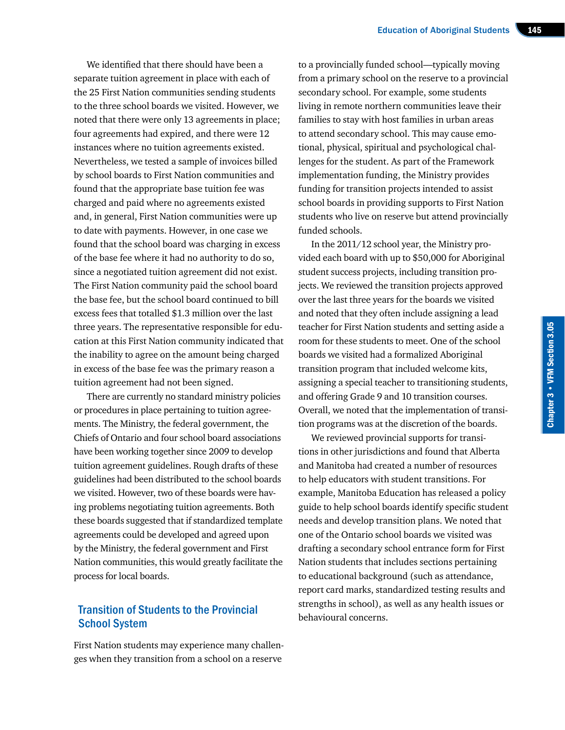We identified that there should have been a separate tuition agreement in place with each of the 25 First Nation communities sending students to the three school boards we visited. However, we noted that there were only 13 agreements in place; four agreements had expired, and there were 12 instances where no tuition agreements existed. Nevertheless, we tested a sample of invoices billed by school boards to First Nation communities and found that the appropriate base tuition fee was charged and paid where no agreements existed and, in general, First Nation communities were up to date with payments. However, in one case we found that the school board was charging in excess of the base fee where it had no authority to do so, since a negotiated tuition agreement did not exist. The First Nation community paid the school board the base fee, but the school board continued to bill excess fees that totalled $1.3 million over the last three years. The representative responsible for education at this First Nation community indicated that the inability to agree on the amount being charged in excess of the base fee was the primary reason a tuition agreement had not been signed.

There are currently no standard ministry policies or procedures in place pertaining to tuition agreements. The Ministry, the federal government, the Chiefs of Ontario and four school board associations have been working together since 2009 to develop tuition agreement guidelines. Rough drafts of these guidelines had been distributed to the school boards we visited. However, two of these boards were having problems negotiating tuition agreements. Both these boards suggested that if standardized template agreements could be developed and agreed upon by the Ministry, the federal government and First Nation communities, this would greatly facilitate the process for local boards.

## Transition of Students to the Provincial School System

First Nation students may experience many challenges when they transition from a school on a reserve to a provincially funded school—typically moving from a primary school on the reserve to a provincial secondary school. For example, some students living in remote northern communities leave their families to stay with host families in urban areas to attend secondary school. This may cause emotional, physical, spiritual and psychological challenges for the student. As part of the Framework implementation funding, the Ministry provides funding for transition projects intended to assist school boards in providing supports to First Nation students who live on reserve but attend provincially funded schools.

In the 2011/12 school year, the Ministry provided each board with up to $50,000 for Aboriginal student success projects, including transition projects. We reviewed the transition projects approved over the last three years for the boards we visited and noted that they often include assigning a lead teacher for First Nation students and setting aside a room for these students to meet. One of the school boards we visited had a formalized Aboriginal transition program that included welcome kits, assigning a special teacher to transitioning students, and offering Grade 9 and 10 transition courses. Overall, we noted that the implementation of transition programs was at the discretion of the boards.

We reviewed provincial supports for transitions in other jurisdictions and found that Alberta and Manitoba had created a number of resources to help educators with student transitions. For example, Manitoba Education has released a policy guide to help school boards identify specific student needs and develop transition plans. We noted that one of the Ontario school boards we visited was drafting a secondary school entrance form for First Nation students that includes sections pertaining to educational background (such as attendance, report card marks, standardized testing results and strengths in school), as well as any health issues or behavioural concerns.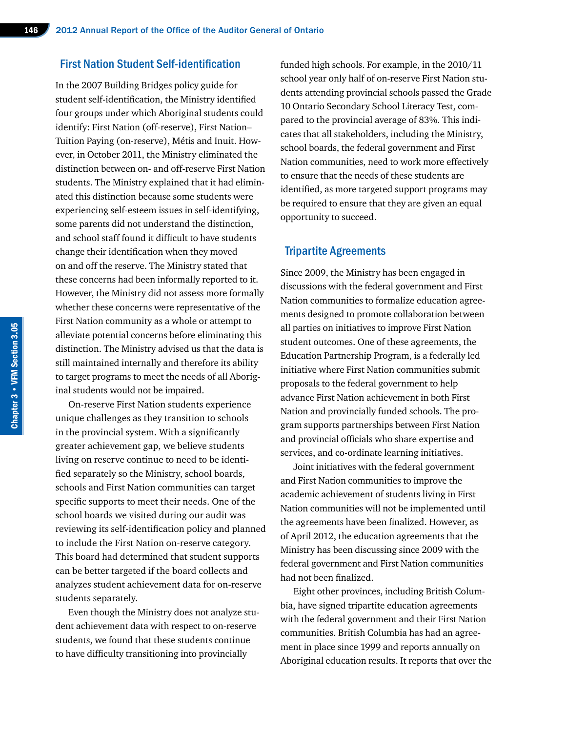## First Nation Student Self-identification

In the 2007 Building Bridges policy guide for student self-identification, the Ministry identified four groups under which Aboriginal students could identify: First Nation (off-reserve), First Nation–Tuition Paying (on-reserve), Métis and Inuit. However, in October 2011, the Ministry eliminated the distinction between on- and off-reserve First Nation students. The Ministry explained that it had eliminated this distinction because some students were experiencing self-esteem issues in self-identifying, some parents did not understand the distinction, and school staff found it difficult to have students change their identification when they moved on and off the reserve. The Ministry stated that these concerns had been informally reported to it. However, the Ministry did not assess more formally whether these concerns were representative of the First Nation community as a whole or attempt to alleviate potential concerns before eliminating this distinction. The Ministry advised us that the data is still maintained internally and therefore its ability to target programs to meet the needs of all Aboriginal students would not be impaired.

On-reserve First Nation students experience unique challenges as they transition to schools in the provincial system. With a significantly greater achievement gap, we believe students living on reserve continue to need to be identified separately so the Ministry, school boards, schools and First Nation communities can target specific supports to meet their needs. One of the school boards we visited during our audit was reviewing its self-identification policy and planned to include the First Nation on-reserve category. This board had determined that student supports can be better targeted if the board collects and analyzes student achievement data for on-reserve students separately.

Even though the Ministry does not analyze student achievement data with respect to on-reserve students, we found that these students continue to have difficulty transitioning into provincially funded high schools. For example, in the 2010/11 school year only half of on-reserve First Nation students attending provincial schools passed the Grade 10 Ontario Secondary School Literacy Test, compared to the provincial average of 83%. This indicates that all stakeholders, including the Ministry, school boards, the federal government and First Nation communities, need to work more effectively to ensure that the needs of these students are identified, as more targeted support programs may be required to ensure that they are given an equal opportunity to succeed.

## Tripartite Agreements

Since 2009, the Ministry has been engaged in discussions with the federal government and First Nation communities to formalize education agreements designed to promote collaboration between all parties on initiatives to improve First Nation student outcomes. One of these agreements, the Education Partnership Program, is a federally led initiative where First Nation communities submit proposals to the federal government to help advance First Nation achievement in both First Nation and provincially funded schools. The program supports partnerships between First Nation and provincial officials who share expertise and services, and co-ordinate learning initiatives.

Joint initiatives with the federal government and First Nation communities to improve the academic achievement of students living in First Nation communities will not be implemented until the agreements have been finalized. However, as of April 2012, the education agreements that the Ministry has been discussing since 2009 with the federal government and First Nation communities had not been finalized.

Eight other provinces, including British Columbia, have signed tripartite education agreements with the federal government and their First Nation communities. British Columbia has had an agreement in place since 1999 and reports annually on Aboriginal education results. It reports that over the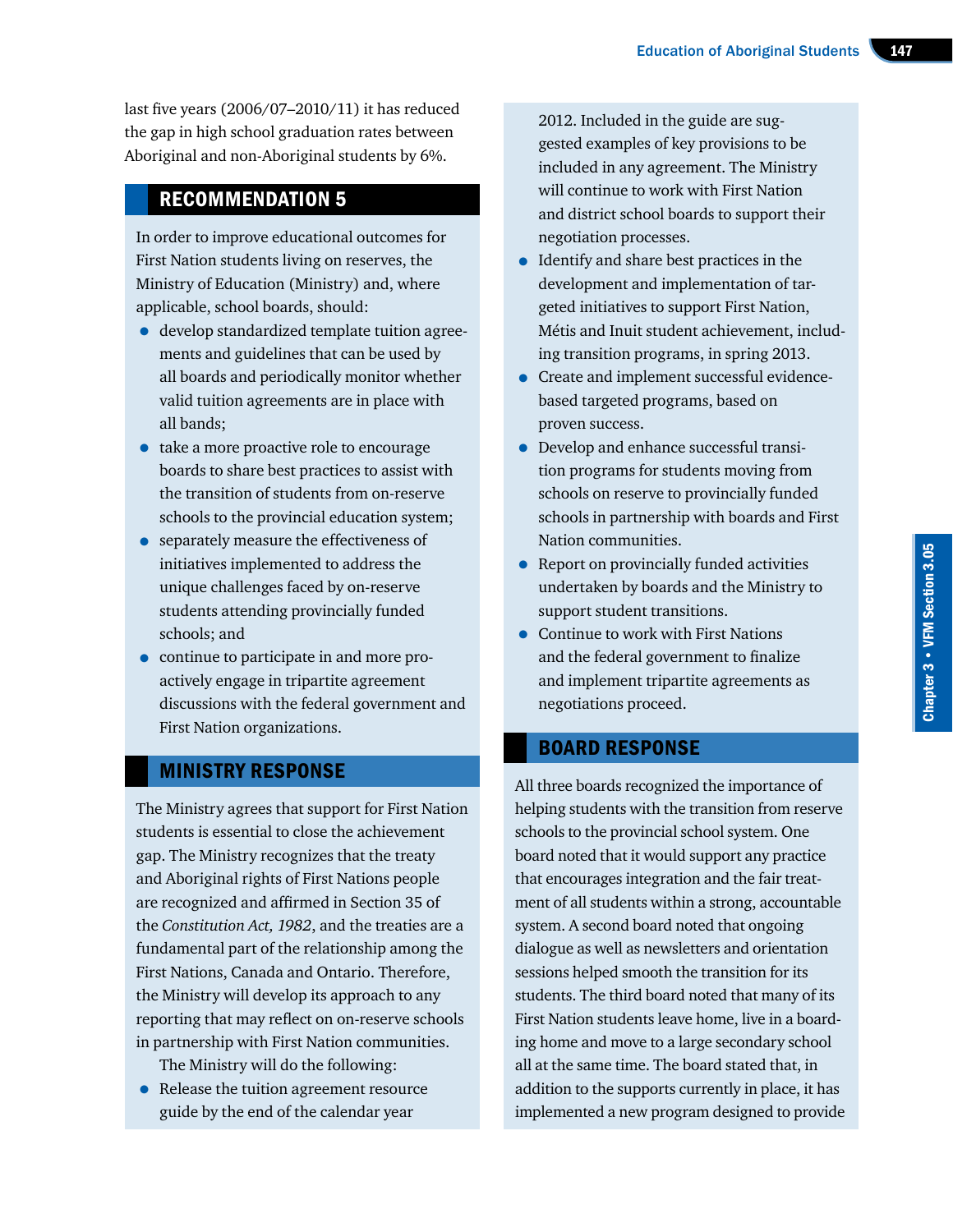last five years (2006/07–2010/11) it has reduced the gap in high school graduation rates between Aboriginal and non-Aboriginal students by 6%.

## RECOMMENDATION 5

In order to improve educational outcomes for First Nation students living on reserves, the Ministry of Education (Ministry) and, where applicable, school boards, should:

- develop standardized template tuition agreements and guidelines that can be used by all boards and periodically monitor whether valid tuition agreements are in place with all bands;
- take a more proactive role to encourage boards to share best practices to assist with the transition of students from on-reserve schools to the provincial education system;
- separately measure the effectiveness of initiatives implemented to address the unique challenges faced by on-reserve students attending provincially funded schools; and
- continue to participate in and more proactively engage in tripartite agreement discussions with the federal government and First Nation organizations.

## MINISTRY RESPONSE

The Ministry agrees that support for First Nation students is essential to close the achievement gap. The Ministry recognizes that the treaty and Aboriginal rights of First Nations people are recognized and affirmed in Section 35 of the *Constitution Act, 1982*, and the treaties are a fundamental part of the relationship among the First Nations, Canada and Ontario. Therefore, the Ministry will develop its approach to any reporting that may reflect on on-reserve schools in partnership with First Nation communities.

The Ministry will do the following:

- Release the tuition agreement resource guide by the end of the calendar year 2012. Included in the guide are suggested examples of key provisions to be included in any agreement. The Ministry will continue to work with First Nation and district school boards to support their negotiation processes.
- Identify and share best practices in the development and implementation of targeted initiatives to support First Nation, Métis and Inuit student achievement, including transition programs, in spring 2013.
- Create and implement successful evidence-based targeted programs, based on proven success.
- Develop and enhance successful transition programs for students moving from schools on reserve to provincially funded schools in partnership with boards and First Nation communities.
- Report on provincially funded activities undertaken by boards and the Ministry to support student transitions.
- Continue to work with First Nations and the federal government to finalize and implement tripartite agreements as negotiations proceed.

## BOARD RESPONSE

All three boards recognized the importance of helping students with the transition from reserve schools to the provincial school system. One board noted that it would support any practice that encourages integration and the fair treatment of all students within a strong, accountable system. A second board noted that ongoing dialogue as well as newsletters and orientation sessions helped smooth the transition for its students. The third board noted that many of its First Nation students leave home, live in a boarding home and move to a large secondary school all at the same time. The board stated that, in addition to the supports currently in place, it has implemented a new program designed to provide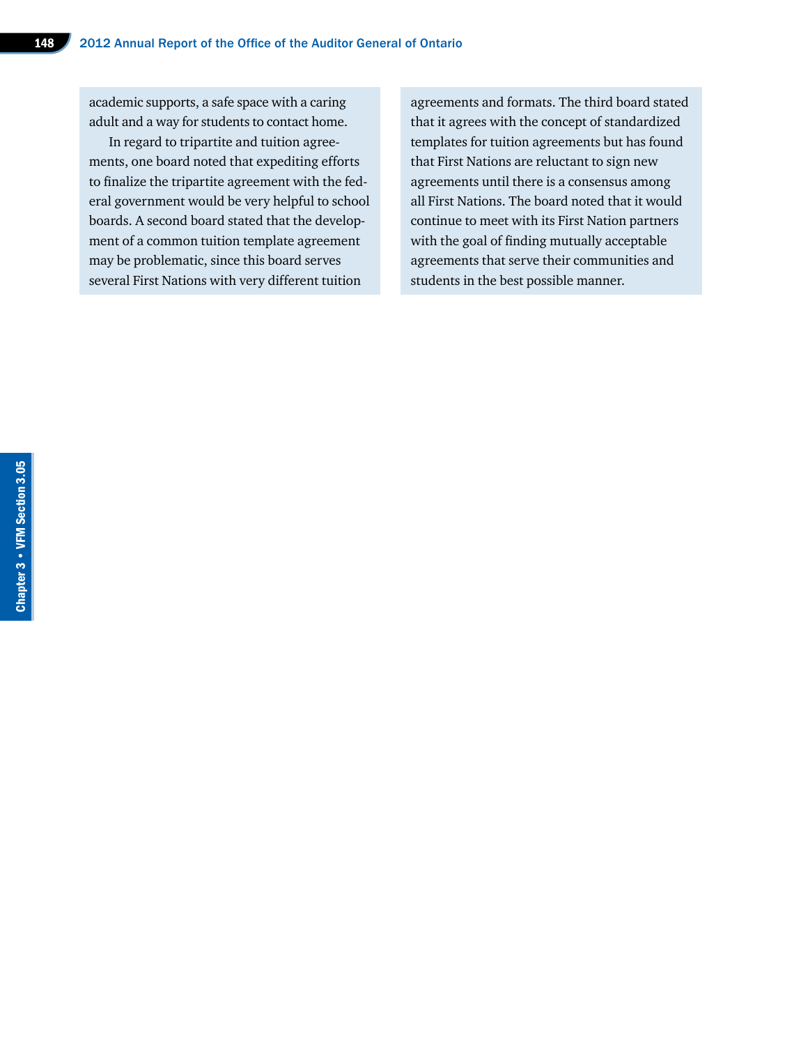academic supports, a safe space with a caring adult and a way for students to contact home.

In regard to tripartite and tuition agreements, one board noted that expediting efforts to finalize the tripartite agreement with the federal government would be very helpful to school boards. A second board stated that the development of a common tuition template agreement may be problematic, since this board serves several First Nations with very different tuition agreements and formats. The third board stated that it agrees with the concept of standardized templates for tuition agreements but has found that First Nations are reluctant to sign new agreements until there is a consensus among all First Nations. The board noted that it would continue to meet with its First Nation partners with the goal of finding mutually acceptable agreements that serve their communities and students in the best possible manner.